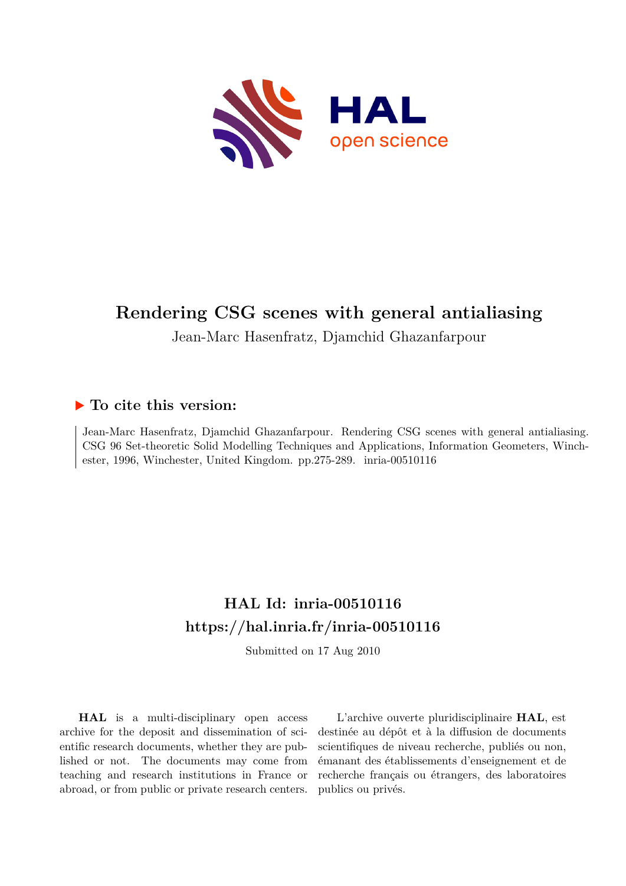# Rendering CSG scenes with general antialiasing

Jean-Marc Hasenfratz, Djamchid Ghazanfarpour

## ▶ To cite this version:

Jean-Marc Hasenfratz, Djamchid Ghazanfarpour. Rendering CSG scenes with general antialiasing. CSG 96 Set-theoretic Solid Modelling Techniques and Applications, Information Geometers, Winchester, 1996, Winchester, United Kingdom. pp.275-289. inria-00510116

## HAL Id: inria-00510116

## https://hal.inria.fr/inria-00510116

Submitted on 17 Aug 2010

**HAL** is a multi-disciplinary open access archive for the deposit and dissemination of scientific research documents, whether they are published or not. The documents may come from teaching and research institutions in France or abroad, or from public or private research centers.

L'archive ouverte pluridisciplinaire **HAL**, est destinée au dépôt et à la diffusion de documents scientifiques de niveau recherche, publiés ou non, émanant des établissements d'enseignement et de recherche français ou étrangers, des laboratoires publics ou privés.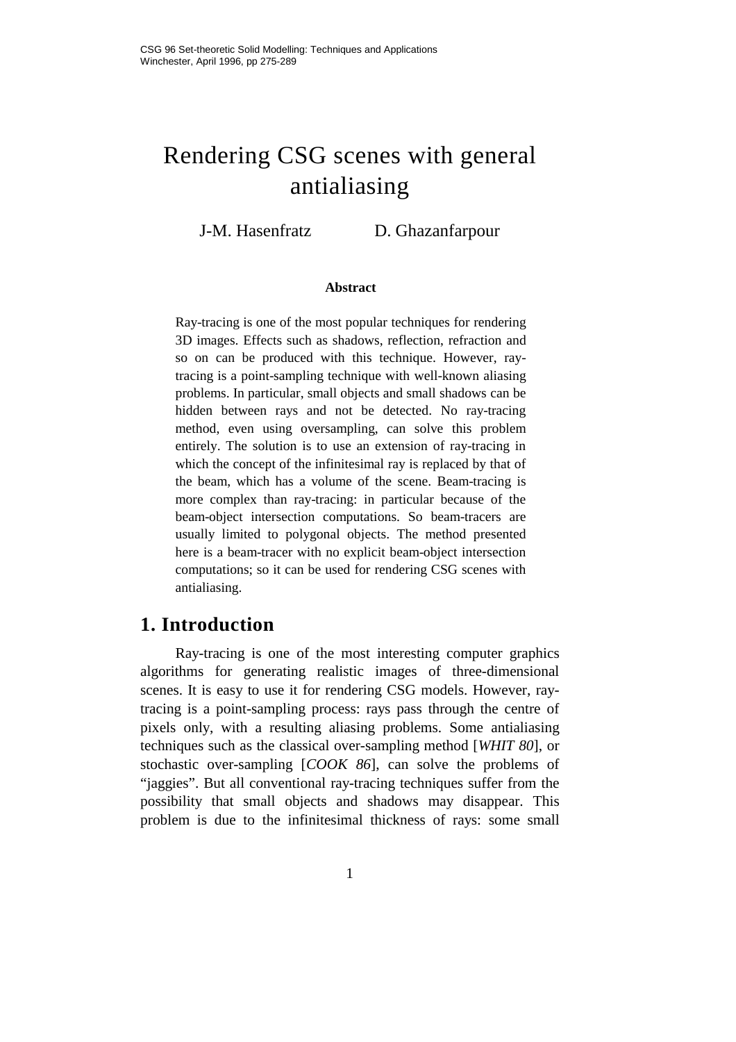# Rendering CSG scenes with general antialiasing

J-M. Hasenfratz D. Ghazanfarpour

**Abstract**

Ray-tracing is one of the most popular techniques for rendering 3D images. Effects such as shadows, reflection, refraction and so on can be produced with this technique. However, ray-tracing is a point-sampling technique with well-known aliasing problems. In particular, small objects and small shadows can be hidden between rays and not be detected. No ray-tracing method, even using oversampling, can solve this problem entirely. The solution is to use an extension of ray-tracing in which the concept of the infinitesimal ray is replaced by that of the beam, which has a volume of the scene. Beam-tracing is more complex than ray-tracing: in particular because of the beam-object intersection computations. So beam-tracers are usually limited to polygonal objects. The method presented here is a beam-tracer with no explicit beam-object intersection computations; so it can be used for rendering CSG scenes with antialiasing.

## 1. Introduction

Ray-tracing is one of the most interesting computer graphics algorithms for generating realistic images of three-dimensional scenes. It is easy to use it for rendering CSG models. However, ray-tracing is a point-sampling process: rays pass through the centre of pixels only, with a resulting aliasing problems. Some antialiasing techniques such as the classical over-sampling method [*WHIT 80*], or stochastic over-sampling [*COOK 86*], can solve the problems of "jaggies". But all conventional ray-tracing techniques suffer from the possibility that small objects and shadows may disappear. This problem is due to the infinitesimal thickness of rays: some small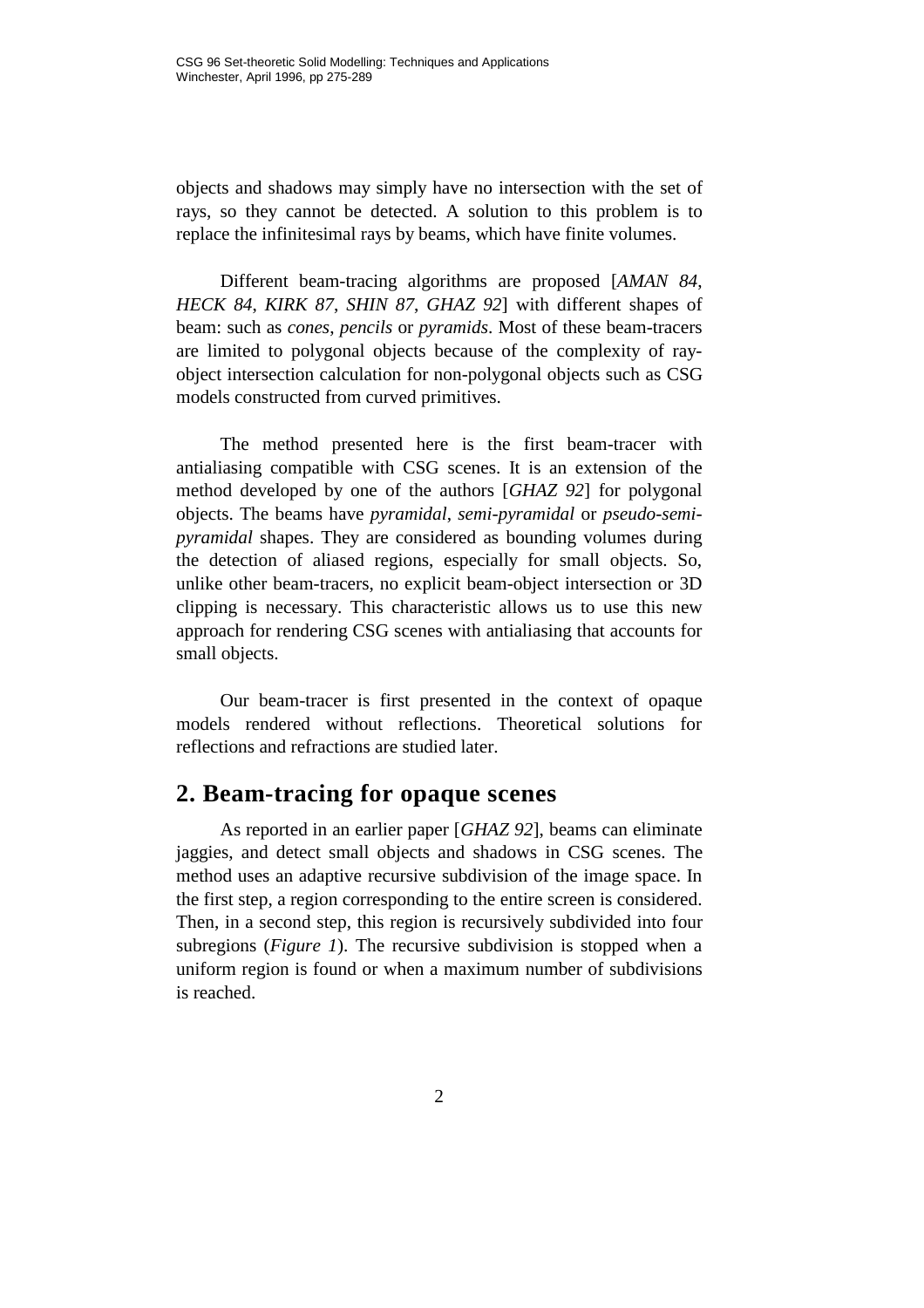objects and shadows may simply have no intersection with the set of rays, so they cannot be detected. A solution to this problem is to replace the infinitesimal rays by beams, which have finite volumes.

Different beam-tracing algorithms are proposed [*AMAN 84*, *HECK 84*, *KIRK 87*, *SHIN 87*, *GHAZ 92*] with different shapes of beam: such as *cones*, *pencils* or *pyramids*. Most of these beam-tracers are limited to polygonal objects because of the complexity of ray-object intersection calculation for non-polygonal objects such as CSG models constructed from curved primitives.

The method presented here is the first beam-tracer with antialiasing compatible with CSG scenes. It is an extension of the method developed by one of the authors [*GHAZ 92*] for polygonal objects. The beams have *pyramidal*, *semi-pyramidal* or *pseudo-semi-pyramidal* shapes. They are considered as bounding volumes during the detection of aliased regions, especially for small objects. So, unlike other beam-tracers, no explicit beam-object intersection or 3D clipping is necessary. This characteristic allows us to use this new approach for rendering CSG scenes with antialiasing that accounts for small objects.

Our beam-tracer is first presented in the context of opaque models rendered without reflections. Theoretical solutions for reflections and refractions are studied later.

## 2. Beam-tracing for opaque scenes

As reported in an earlier paper [*GHAZ 92*], beams can eliminate jaggies, and detect small objects and shadows in CSG scenes. The method uses an adaptive recursive subdivision of the image space. In the first step, a region corresponding to the entire screen is considered. Then, in a second step, this region is recursively subdivided into four subregions (*Figure 1*). The recursive subdivision is stopped when a uniform region is found or when a maximum number of subdivisions is reached.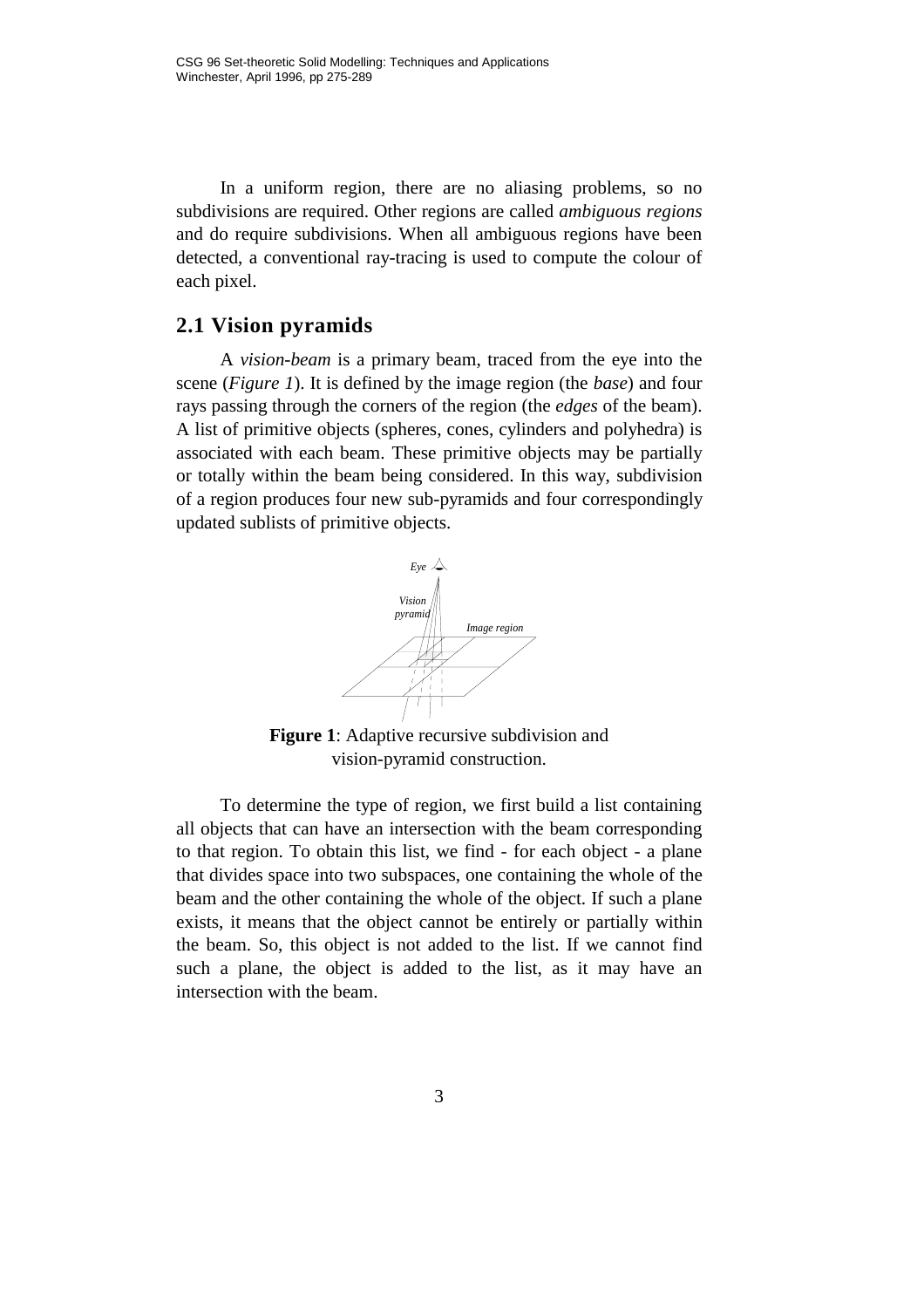In a uniform region, there are no aliasing problems, so no subdivisions are required. Other regions are called *ambiguous regions* and do require subdivisions. When all ambiguous regions have been detected, a conventional ray-tracing is used to compute the colour of each pixel.

## 2.1 Vision pyramids

A *vision-beam* is a primary beam, traced from the eye into the scene (*Figure 1*). It is defined by the image region (the *base*) and four rays passing through the corners of the region (the *edges* of the beam). A list of primitive objects (spheres, cones, cylinders and polyhedra) is associated with each beam. These primitive objects may be partially or totally within the beam being considered. In this way, subdivision of a region produces four new sub-pyramids and four correspondingly updated sublists of primitive objects.

**Figure 1**: Adaptive recursive subdivision and vision-pyramid construction.

To determine the type of region, we first build a list containing all objects that can have an intersection with the beam corresponding to that region. To obtain this list, we find - for each object - a plane that divides space into two subspaces, one containing the whole of the beam and the other containing the whole of the object. If such a plane exists, it means that the object cannot be entirely or partially within the beam. So, this object is not added to the list. If we cannot find such a plane, the object is added to the list, as it may have an intersection with the beam.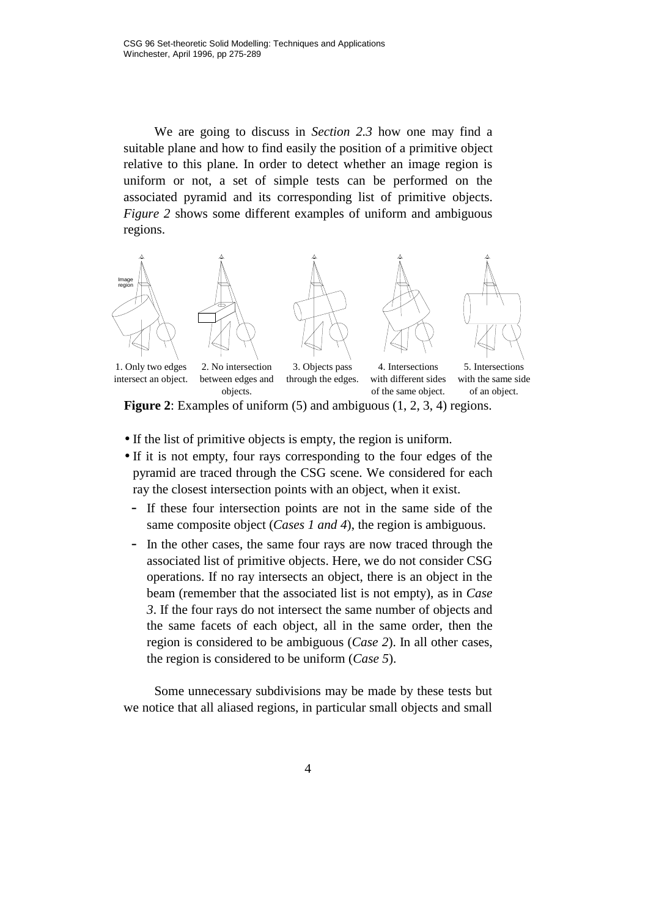We are going to discuss in *Section 2.3* how one may find a suitable plane and how to find easily the position of a primitive object relative to this plane. In order to detect whether an image region is uniform or not, a set of simple tests can be performed on the associated pyramid and its corresponding list of primitive objects. *Figure 2* shows some different examples of uniform and ambiguous regions.

1. Only two edges intersect an object. 2. No intersection between edges and objects. 3. Objects pass through the edges. 4. Intersections with different sides of the same object. 5. Intersections with the same side of an object.

**Figure 2**: Examples of uniform (5) and ambiguous (1, 2, 3, 4) regions.

- If the list of primitive objects is empty, the region is uniform.
- If it is not empty, four rays corresponding to the four edges of the pyramid are traced through the CSG scene. We considered for each ray the closest intersection points with an object, when it exist.
  - If these four intersection points are not in the same side of the same composite object (*Cases 1 and 4*), the region is ambiguous.
  - In the other cases, the same four rays are now traced through the associated list of primitive objects. Here, we do not consider CSG operations. If no ray intersects an object, there is an object in the beam (remember that the associated list is not empty), as in *Case 3*. If the four rays do not intersect the same number of objects and the same facets of each object, all in the same order, then the region is considered to be ambiguous (*Case 2*). In all other cases, the region is considered to be uniform (*Case 5*).

Some unnecessary subdivisions may be made by these tests but we notice that all aliased regions, in particular small objects and small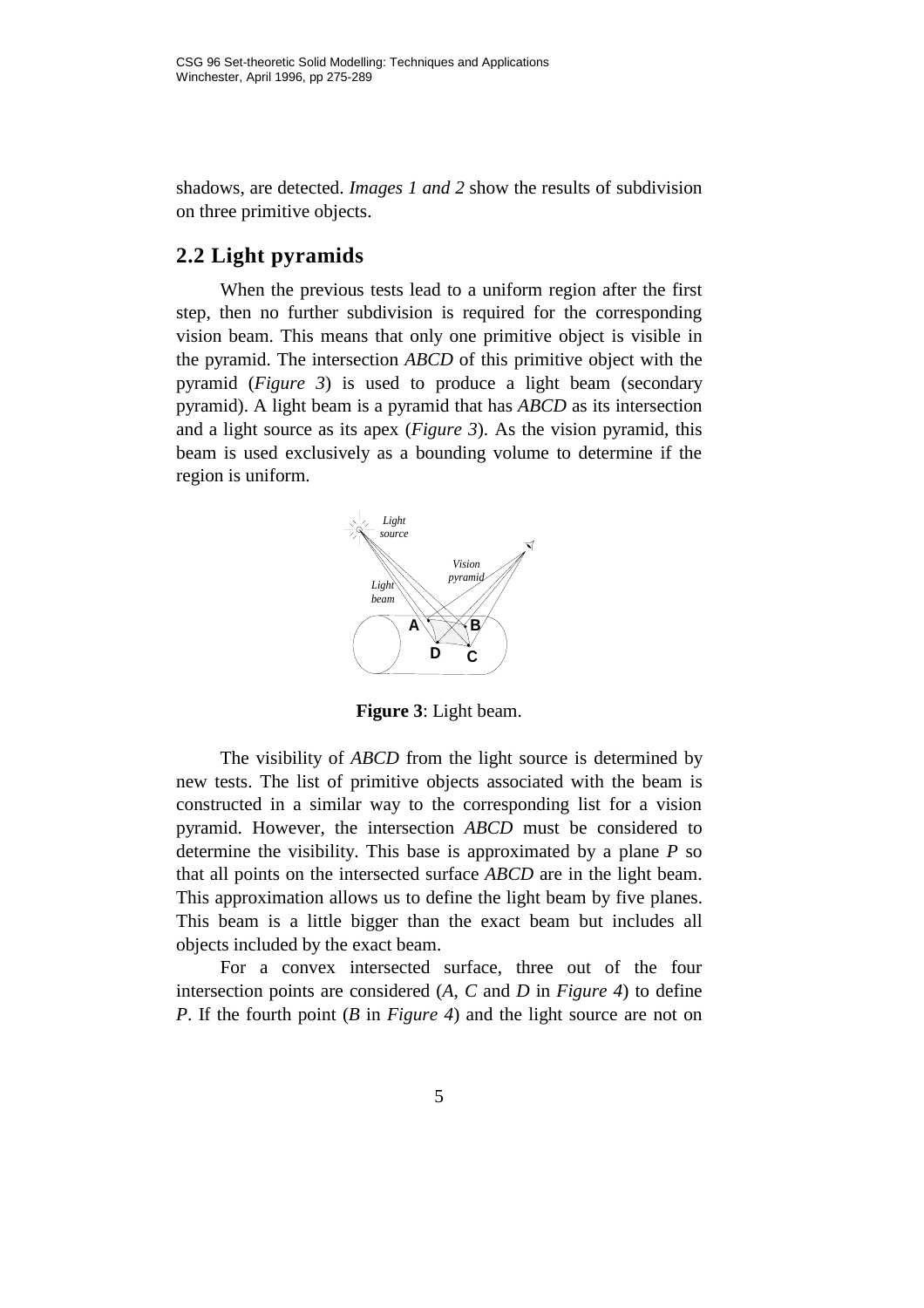shadows, are detected. *Images 1 and 2* show the results of subdivision on three primitive objects.

## 2.2 Light pyramids

When the previous tests lead to a uniform region after the first step, then no further subdivision is required for the corresponding vision beam. This means that only one primitive object is visible in the pyramid. The intersection *ABCD* of this primitive object with the pyramid (*Figure 3*) is used to produce a light beam (secondary pyramid). A light beam is a pyramid that has *ABCD* as its intersection and a light source as its apex (*Figure 3*). As the vision pyramid, this beam is used exclusively as a bounding volume to determine if the region is uniform.

**Figure 3**: Light beam.

The visibility of *ABCD* from the light source is determined by new tests. The list of primitive objects associated with the beam is constructed in a similar way to the corresponding list for a vision pyramid. However, the intersection *ABCD* must be considered to determine the visibility. This base is approximated by a plane *P* so that all points on the intersected surface *ABCD* are in the light beam. This approximation allows us to define the light beam by five planes. This beam is a little bigger than the exact beam but includes all objects included by the exact beam.

For a convex intersected surface, three out of the four intersection points are considered (*A*, *C* and *D* in *Figure 4*) to define *P*. If the fourth point (*B* in *Figure 4*) and the light source are not on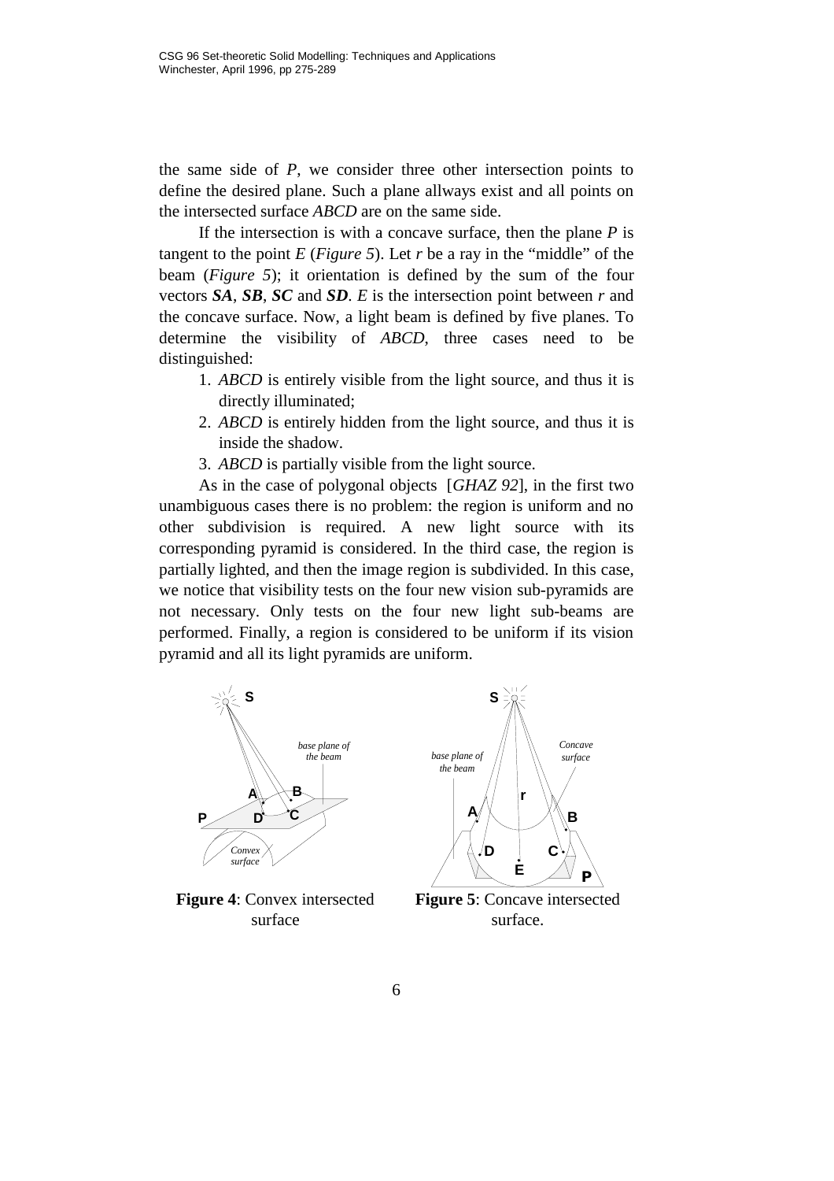the same side of *P*, we consider three other intersection points to define the desired plane. Such a plane allways exist and all points on the intersected surface *ABCD* are on the same side.

If the intersection is with a concave surface, then the plane *P* is tangent to the point *E* (*Figure 5*). Let *r* be a ray in the "middle" of the beam (*Figure 5*); it orientation is defined by the sum of the four vectors ***SA***, ***SB***, ***SC*** and ***SD***. *E* is the intersection point between *r* and the concave surface. Now, a light beam is defined by five planes. To determine the visibility of *ABCD*, three cases need to be distinguished:

1. *ABCD* is entirely visible from the light source, and thus it is directly illuminated;
2. *ABCD* is entirely hidden from the light source, and thus it is inside the shadow.
3. *ABCD* is partially visible from the light source.

As in the case of polygonal objects [*GHAZ 92*], in the first two unambiguous cases there is no problem: the region is uniform and no other subdivision is required. A new light source with its corresponding pyramid is considered. In the third case, the region is partially lighted, and then the image region is subdivided. In this case, we notice that visibility tests on the four new vision sub-pyramids are not necessary. Only tests on the four new light sub-beams are performed. Finally, a region is considered to be uniform if its vision pyramid and all its light pyramids are uniform.

**Figure 4**: Convex intersected surface

**Figure 5**: Concave intersected surface.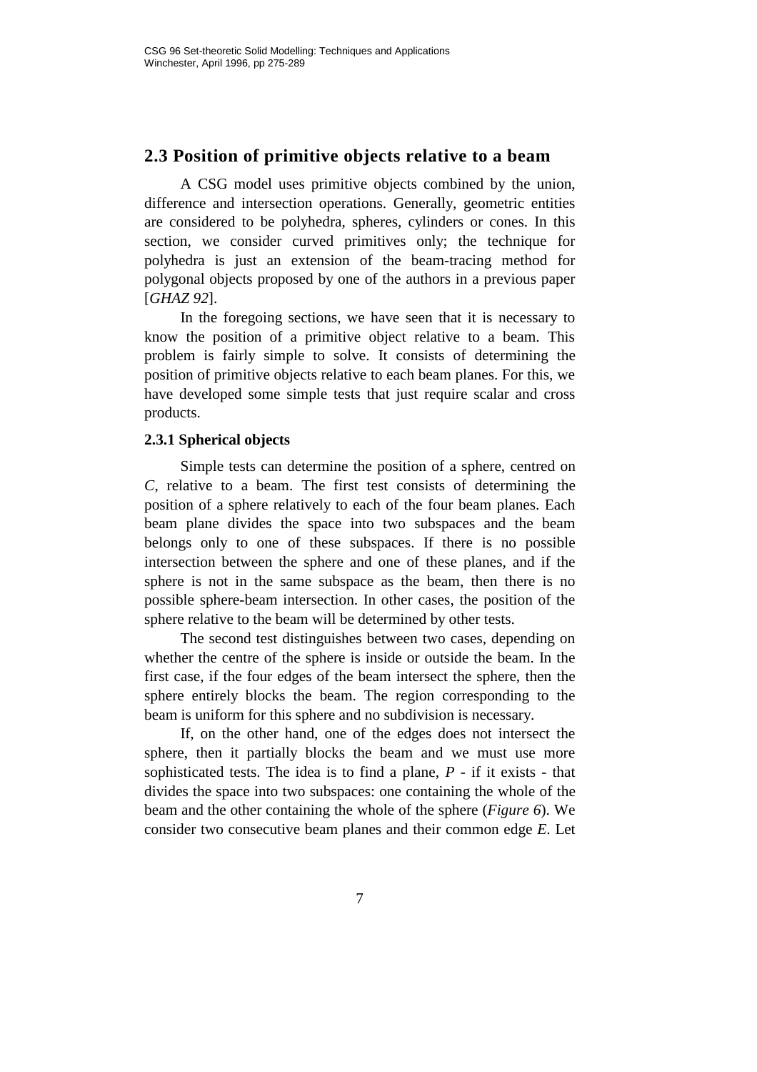## 2.3 Position of primitive objects relative to a beam

A CSG model uses primitive objects combined by the union, difference and intersection operations. Generally, geometric entities are considered to be polyhedra, spheres, cylinders or cones. In this section, we consider curved primitives only; the technique for polyhedra is just an extension of the beam-tracing method for polygonal objects proposed by one of the authors in a previous paper [*GHAZ 92*].

In the foregoing sections, we have seen that it is necessary to know the position of a primitive object relative to a beam. This problem is fairly simple to solve. It consists of determining the position of primitive objects relative to each beam planes. For this, we have developed some simple tests that just require scalar and cross products.

### 2.3.1 Spherical objects

Simple tests can determine the position of a sphere, centred on *C*, relative to a beam. The first test consists of determining the position of a sphere relatively to each of the four beam planes. Each beam plane divides the space into two subspaces and the beam belongs only to one of these subspaces. If there is no possible intersection between the sphere and one of these planes, and if the sphere is not in the same subspace as the beam, then there is no possible sphere-beam intersection. In other cases, the position of the sphere relative to the beam will be determined by other tests.

The second test distinguishes between two cases, depending on whether the centre of the sphere is inside or outside the beam. In the first case, if the four edges of the beam intersect the sphere, then the sphere entirely blocks the beam. The region corresponding to the beam is uniform for this sphere and no subdivision is necessary.

If, on the other hand, one of the edges does not intersect the sphere, then it partially blocks the beam and we must use more sophisticated tests. The idea is to find a plane, *P* - if it exists - that divides the space into two subspaces: one containing the whole of the beam and the other containing the whole of the sphere (*Figure 6*). We consider two consecutive beam planes and their common edge *E*. Let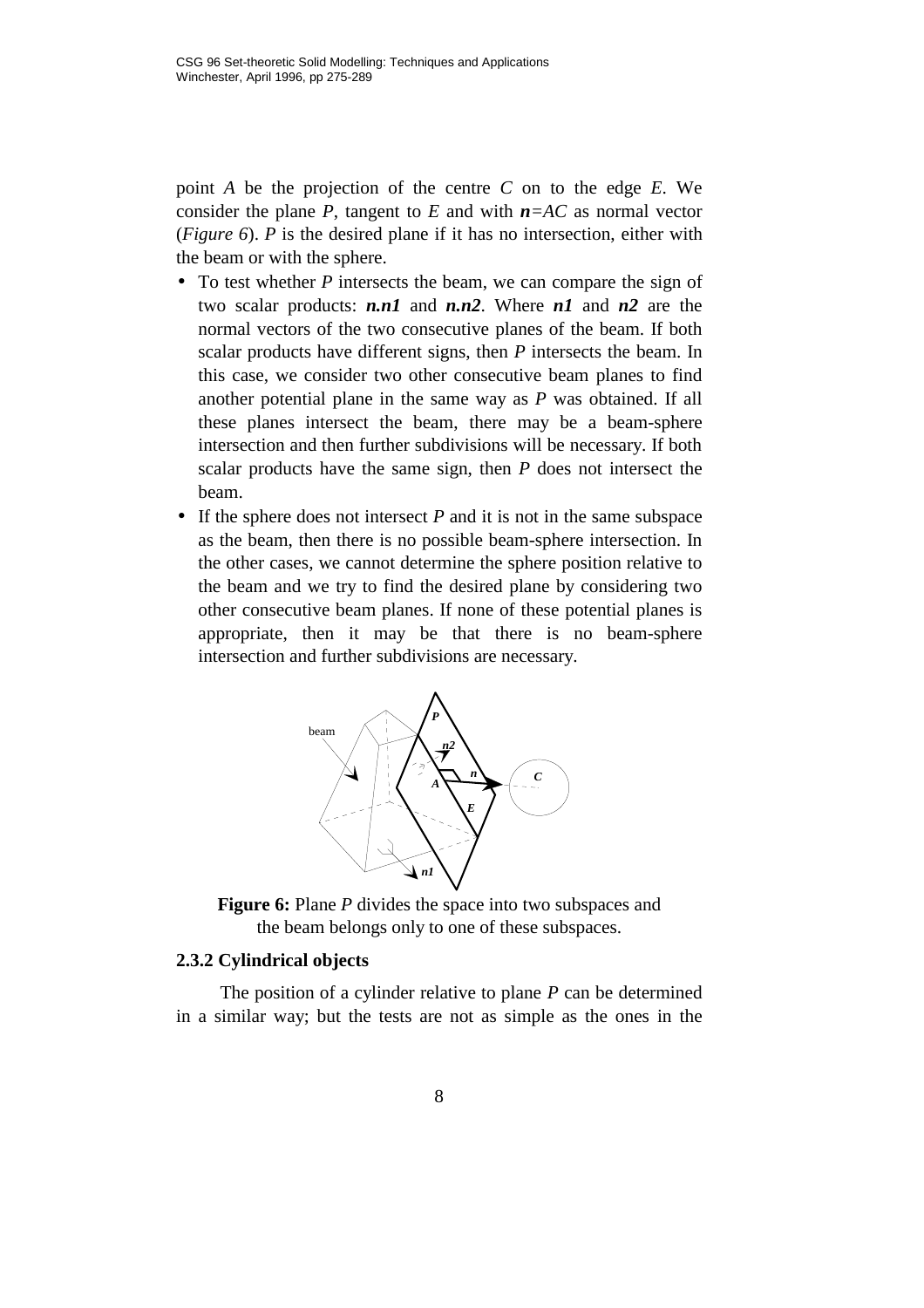point *A* be the projection of the centre *C* on to the edge *E*. We consider the plane *P*, tangent to *E* and with ***n****=AC* as normal vector (*Figure 6*). *P* is the desired plane if it has no intersection, either with the beam or with the sphere.

- To test whether *P* intersects the beam, we can compare the sign of two scalar products: ***n.n1*** and ***n.n2***. Where ***n1*** and ***n2*** are the normal vectors of the two consecutive planes of the beam. If both scalar products have different signs, then *P* intersects the beam. In this case, we consider two other consecutive beam planes to find another potential plane in the same way as *P* was obtained. If all these planes intersect the beam, there may be a beam-sphere intersection and then further subdivisions will be necessary. If both scalar products have the same sign, then *P* does not intersect the beam.
- If the sphere does not intersect *P* and it is not in the same subspace as the beam, then there is no possible beam-sphere intersection. In the other cases, we cannot determine the sphere position relative to the beam and we try to find the desired plane by considering two other consecutive beam planes. If none of these potential planes is appropriate, then it may be that there is no beam-sphere intersection and further subdivisions are necessary.

**Figure 6:** Plane *P* divides the space into two subspaces and the beam belongs only to one of these subspaces.

### 2.3.2 Cylindrical objects

The position of a cylinder relative to plane *P* can be determined in a similar way; but the tests are not as simple as the ones in the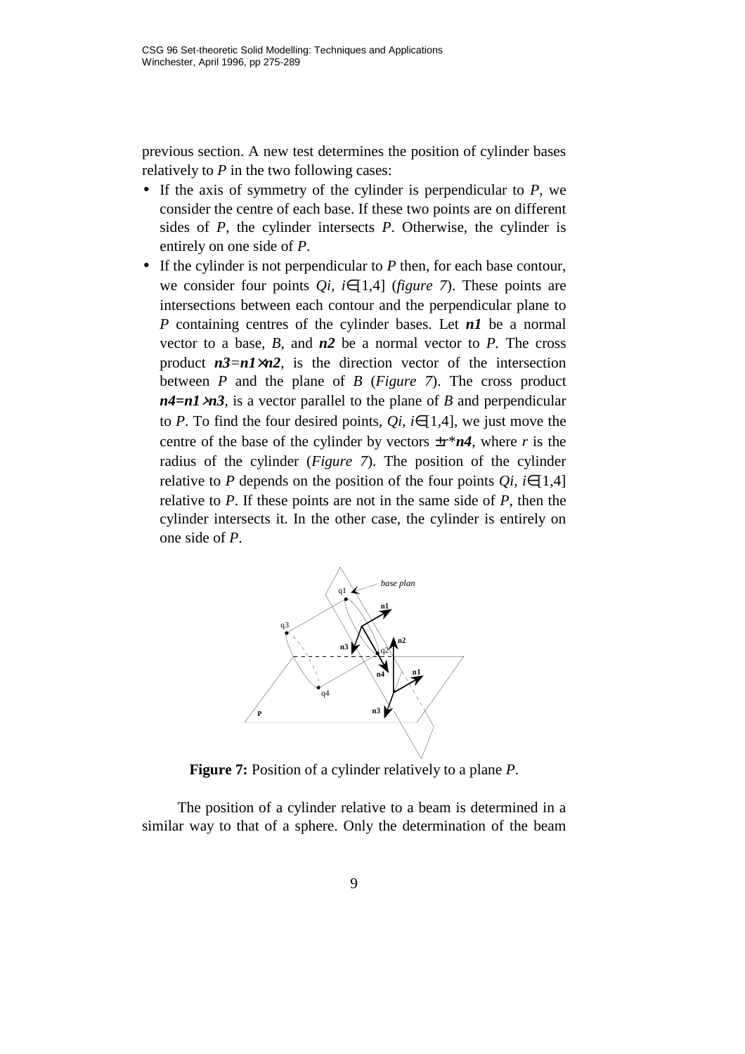previous section. A new test determines the position of cylinder bases relatively to *P* in the two following cases:

- If the axis of symmetry of the cylinder is perpendicular to *P*, we consider the centre of each base. If these two points are on different sides of *P*, the cylinder intersects *P*. Otherwise, the cylinder is entirely on one side of *P*.
- If the cylinder is not perpendicular to *P* then, for each base contour, we consider four points $Q_i$, $i \in [1,4]$ (*figure 7*). These points are intersections between each contour and the perpendicular plane to *P* containing centres of the cylinder bases. Let ***n1*** be a normal vector to a base, *B*, and ***n2*** be a normal vector to *P*. The cross product $\mathbf{n3}=\mathbf{n1} \times \mathbf{n2}$, is the direction vector of the intersection between *P* and the plane of *B* (*Figure 7*). The cross product $\mathbf{n4}=\mathbf{n1} \times \mathbf{n3}$, is a vector parallel to the plane of *B* and perpendicular to *P*. To find the four desired points, $Q_i$, $i \in [1,4]$, we just move the centre of the base of the cylinder by vectors $\pm r * \mathbf{n4}$, where *r* is the radius of the cylinder (*Figure 7*). The position of the cylinder relative to *P* depends on the position of the four points $Q_i$, $i \in [1,4]$ relative to *P*. If these points are not in the same side of *P*, then the cylinder intersects it. In the other case, the cylinder is entirely on one side of *P*.

**Figure 7:** Position of a cylinder relatively to a plane *P*.

The position of a cylinder relative to a beam is determined in a similar way to that of a sphere. Only the determination of the beam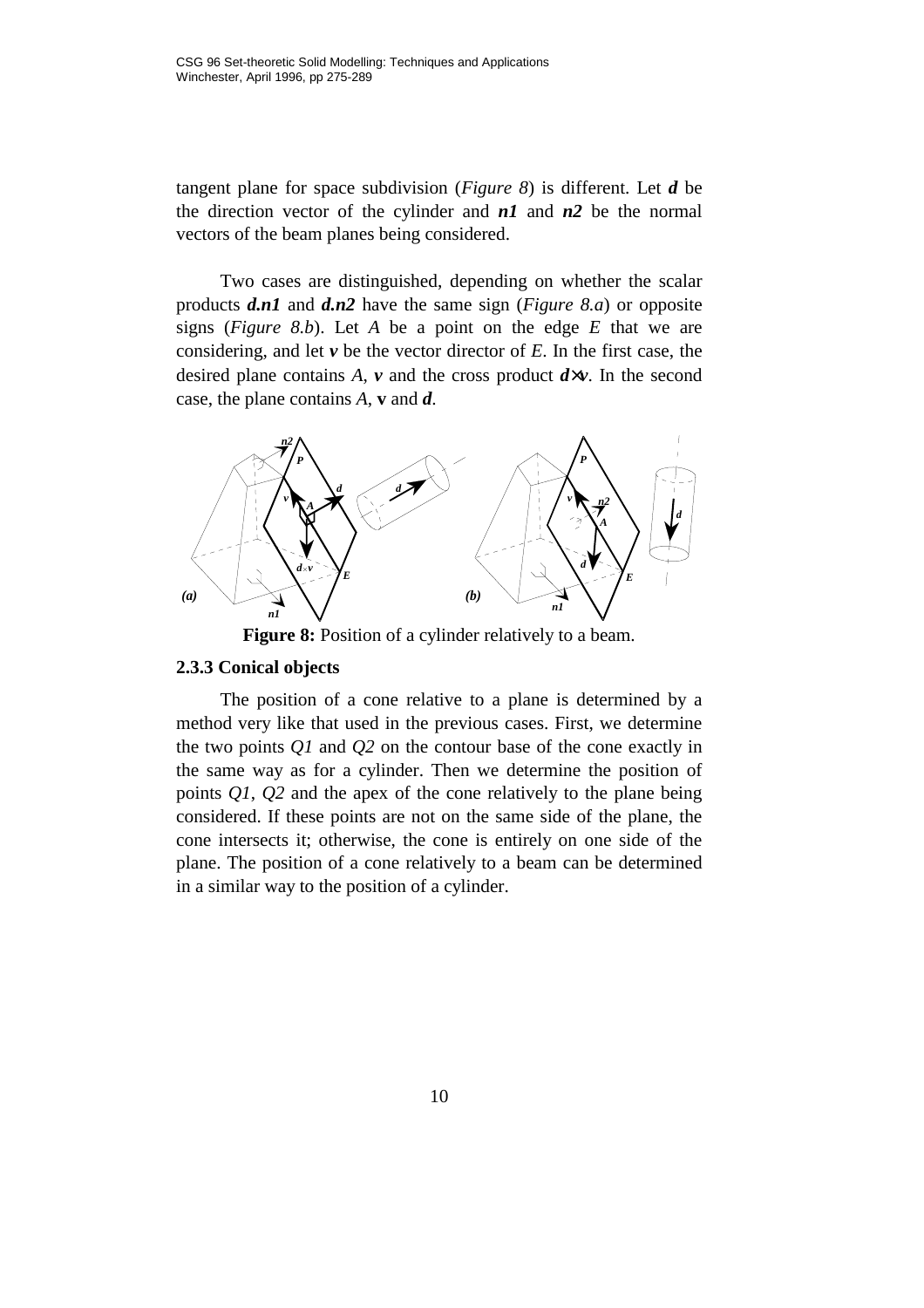tangent plane for space subdivision (*Figure 8*) is different. Let ***d*** be the direction vector of the cylinder and ***n1*** and ***n2*** be the normal vectors of the beam planes being considered.

Two cases are distinguished, depending on whether the scalar products ***d.n1*** and ***d.n2*** have the same sign (*Figure 8.a*) or opposite signs (*Figure 8.b*). Let *A* be a point on the edge *E* that we are considering, and let ***v*** be the vector director of *E*. In the first case, the desired plane contains *A*, ***v*** and the cross product $\boldsymbol{d} \times \boldsymbol{v}$. In the second case, the plane contains *A*, **v** and ***d***.

**Figure 8:** Position of a cylinder relatively to a beam.

### 2.3.3 Conical objects

The position of a cone relative to a plane is determined by a method very like that used in the previous cases. First, we determine the two points *Q1* and *Q2* on the contour base of the cone exactly in the same way as for a cylinder. Then we determine the position of points *Q1*, *Q2* and the apex of the cone relatively to the plane being considered. If these points are not on the same side of the plane, the cone intersects it; otherwise, the cone is entirely on one side of the plane. The position of a cone relatively to a beam can be determined in a similar way to the position of a cylinder.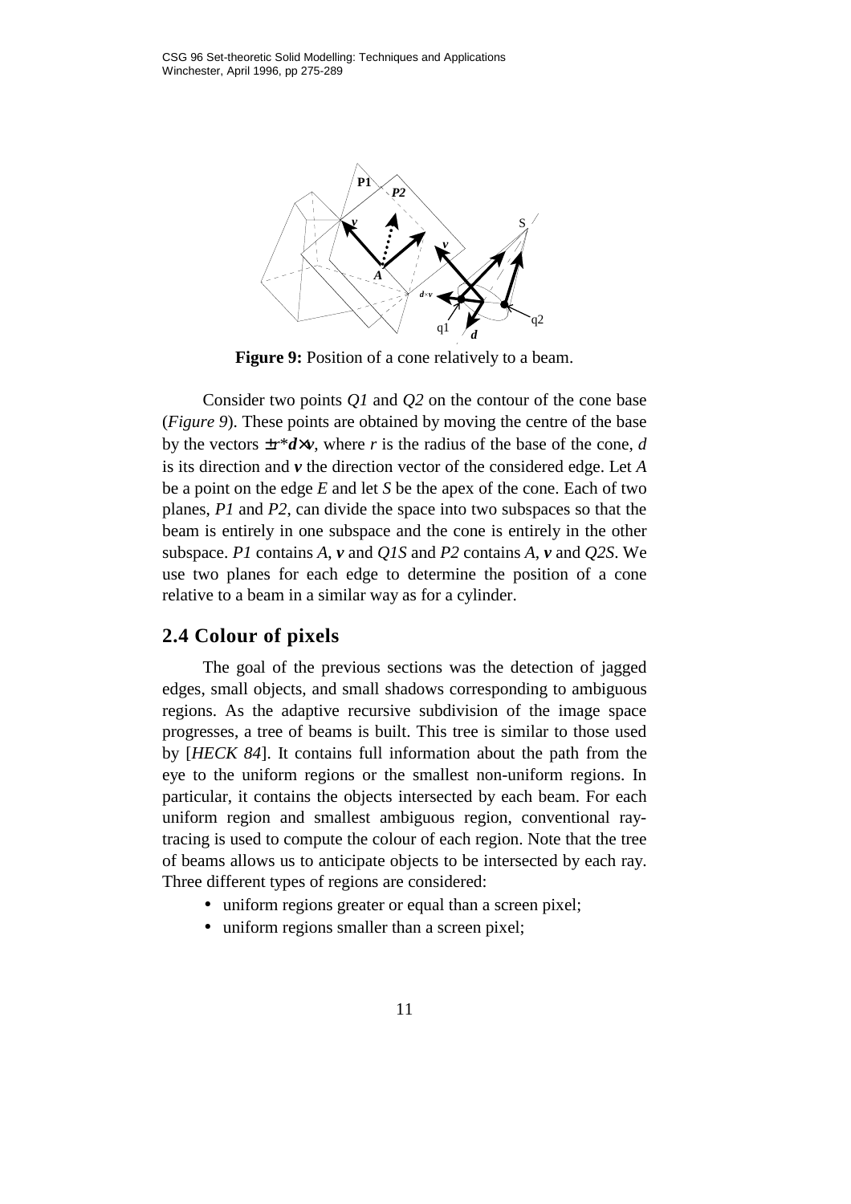**Figure 9:** Position of a cone relatively to a beam.

Consider two points *Q1* and *Q2* on the contour of the cone base (*Figure 9*). These points are obtained by moving the centre of the base by the vectors $\pm r * \boldsymbol{d} \times \boldsymbol{v}$, where *r* is the radius of the base of the cone, *d* is its direction and ***v*** the direction vector of the considered edge. Let *A* be a point on the edge *E* and let *S* be the apex of the cone. Each of two planes, *P1* and *P2*, can divide the space into two subspaces so that the beam is entirely in one subspace and the cone is entirely in the other subspace. *P1* contains *A*, ***v*** and *Q1S* and *P2* contains *A*, ***v*** and *Q2S*. We use two planes for each edge to determine the position of a cone relative to a beam in a similar way as for a cylinder.

## 2.4 Colour of pixels

The goal of the previous sections was the detection of jagged edges, small objects, and small shadows corresponding to ambiguous regions. As the adaptive recursive subdivision of the image space progresses, a tree of beams is built. This tree is similar to those used by [*HECK 84*]. It contains full information about the path from the eye to the uniform regions or the smallest non-uniform regions. In particular, it contains the objects intersected by each beam. For each uniform region and smallest ambiguous region, conventional ray-tracing is used to compute the colour of each region. Note that the tree of beams allows us to anticipate objects to be intersected by each ray. Three different types of regions are considered:

- uniform regions greater or equal than a screen pixel;
- uniform regions smaller than a screen pixel;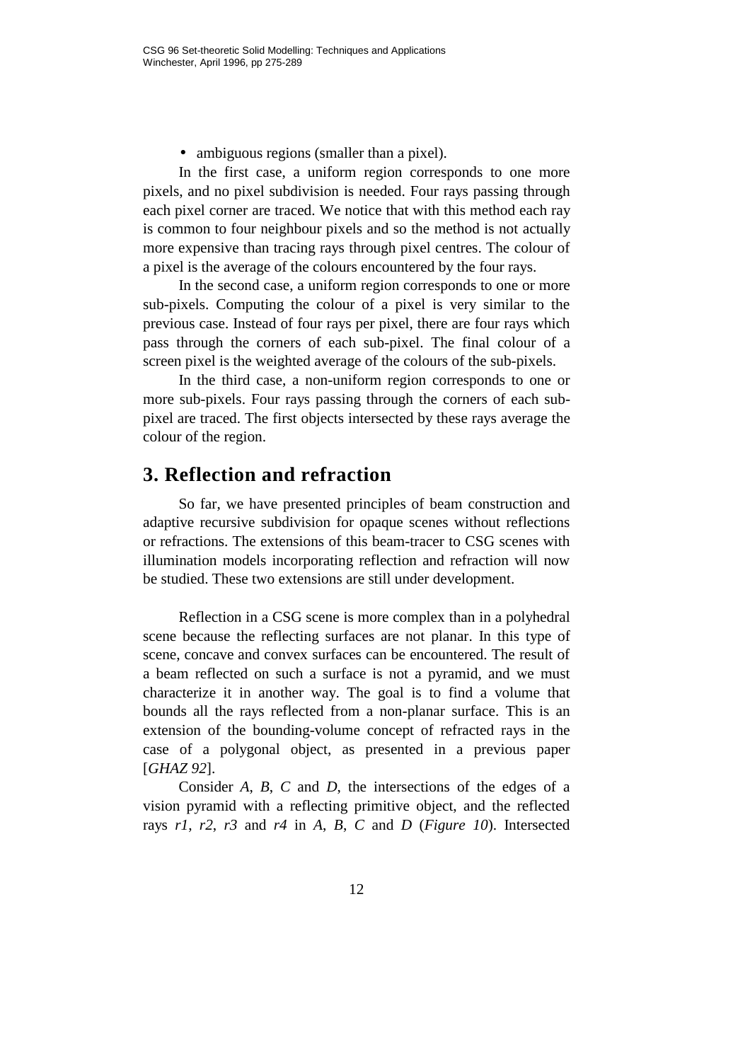- ambiguous regions (smaller than a pixel).

In the first case, a uniform region corresponds to one more pixels, and no pixel subdivision is needed. Four rays passing through each pixel corner are traced. We notice that with this method each ray is common to four neighbour pixels and so the method is not actually more expensive than tracing rays through pixel centres. The colour of a pixel is the average of the colours encountered by the four rays.

In the second case, a uniform region corresponds to one or more sub-pixels. Computing the colour of a pixel is very similar to the previous case. Instead of four rays per pixel, there are four rays which pass through the corners of each sub-pixel. The final colour of a screen pixel is the weighted average of the colours of the sub-pixels.

In the third case, a non-uniform region corresponds to one or more sub-pixels. Four rays passing through the corners of each sub-pixel are traced. The first objects intersected by these rays average the colour of the region.

## 3. Reflection and refraction

So far, we have presented principles of beam construction and adaptive recursive subdivision for opaque scenes without reflections or refractions. The extensions of this beam-tracer to CSG scenes with illumination models incorporating reflection and refraction will now be studied. These two extensions are still under development.

Reflection in a CSG scene is more complex than in a polyhedral scene because the reflecting surfaces are not planar. In this type of scene, concave and convex surfaces can be encountered. The result of a beam reflected on such a surface is not a pyramid, and we must characterize it in another way. The goal is to find a volume that bounds all the rays reflected from a non-planar surface. This is an extension of the bounding-volume concept of refracted rays in the case of a polygonal object, as presented in a previous paper [*GHAZ 92*].

Consider *A*, *B*, *C* and *D*, the intersections of the edges of a vision pyramid with a reflecting primitive object, and the reflected rays *r1*, *r2*, *r3* and *r4* in *A*, *B*, *C* and *D* (*Figure 10*). Intersected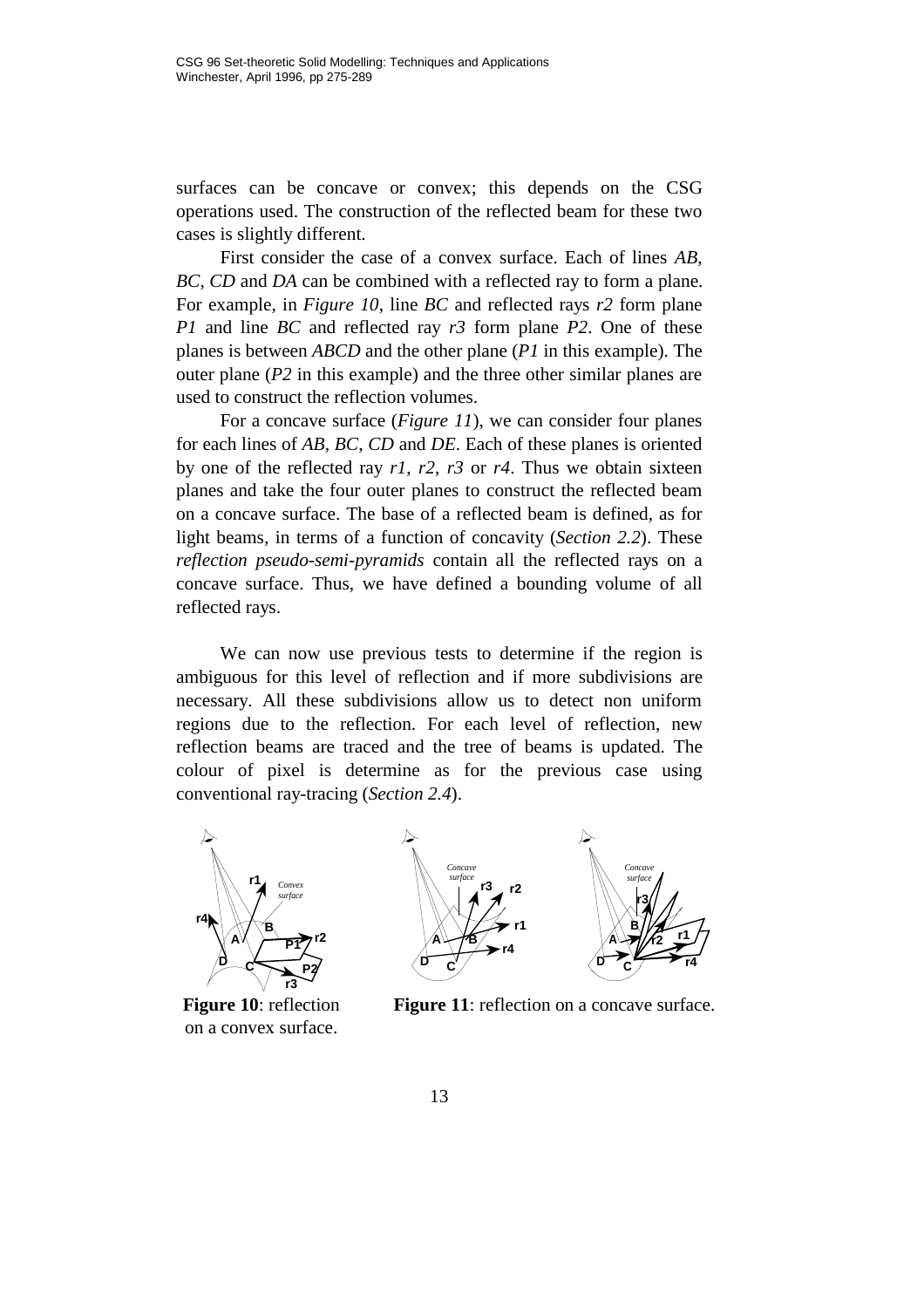surfaces can be concave or convex; this depends on the CSG operations used. The construction of the reflected beam for these two cases is slightly different.

First consider the case of a convex surface. Each of lines *AB*, *BC*, *CD* and *DA* can be combined with a reflected ray to form a plane. For example, in *Figure 10*, line *BC* and reflected rays *r2* form plane *P1* and line *BC* and reflected ray *r3* form plane *P2*. One of these planes is between *ABCD* and the other plane (*P1* in this example). The outer plane (*P2* in this example) and the three other similar planes are used to construct the reflection volumes.

For a concave surface (*Figure 11*), we can consider four planes for each lines of *AB*, *BC*, *CD* and *DE*. Each of these planes is oriented by one of the reflected ray *r1*, *r2*, *r3* or *r4*. Thus we obtain sixteen planes and take the four outer planes to construct the reflected beam on a concave surface. The base of a reflected beam is defined, as for light beams, in terms of a function of concavity (*Section 2.2*). These *reflection pseudo-semi-pyramids* contain all the reflected rays on a concave surface. Thus, we have defined a bounding volume of all reflected rays.

We can now use previous tests to determine if the region is ambiguous for this level of reflection and if more subdivisions are necessary. All these subdivisions allow us to detect non uniform regions due to the reflection. For each level of reflection, new reflection beams are traced and the tree of beams is updated. The colour of pixel is determine as for the previous case using conventional ray-tracing (*Section 2.4*).

**Figure 10**: reflection on a convex surface.

**Figure 11**: reflection on a concave surface.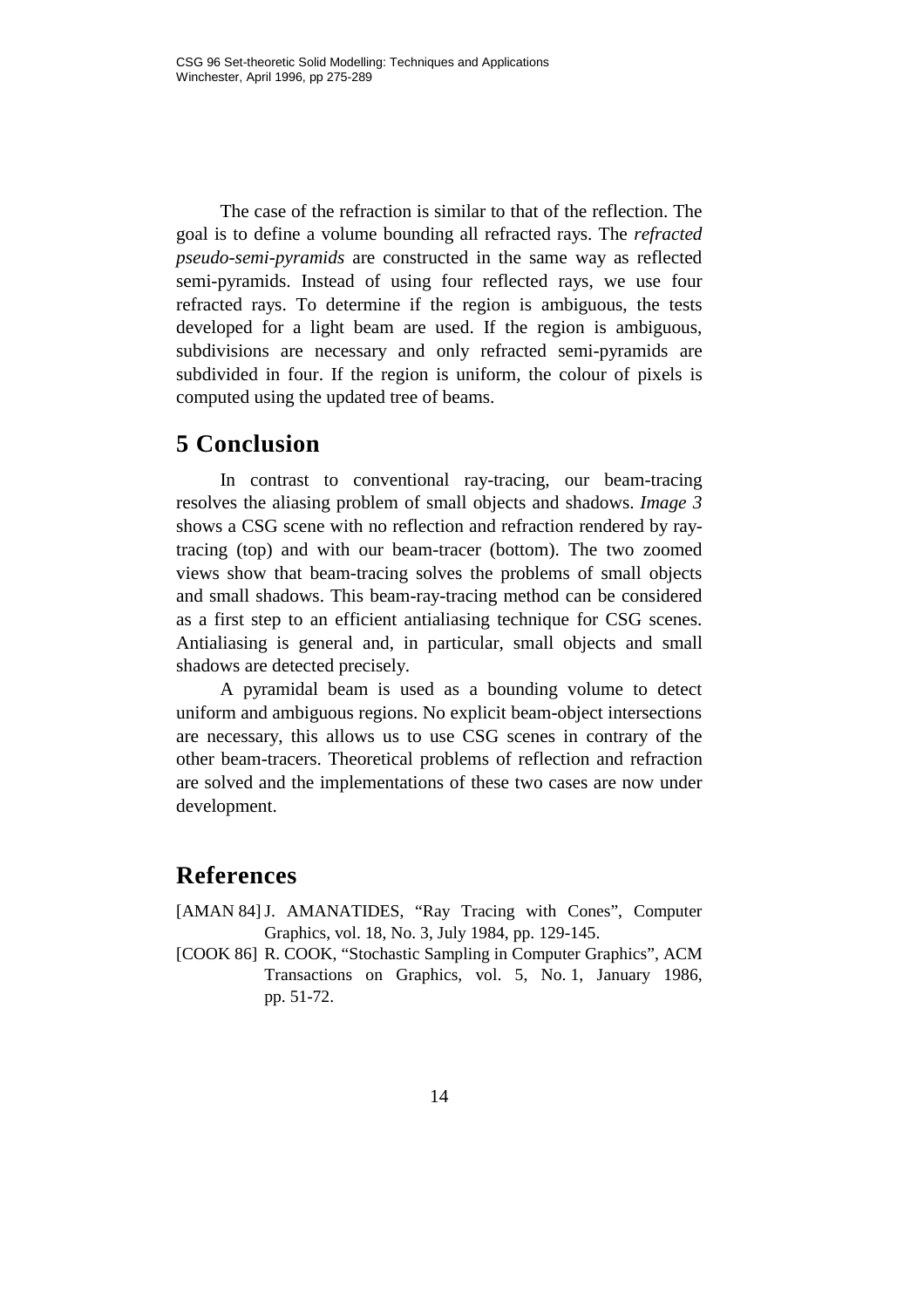The case of the refraction is similar to that of the reflection. The goal is to define a volume bounding all refracted rays. The *refracted pseudo-semi-pyramids* are constructed in the same way as reflected semi-pyramids. Instead of using four reflected rays, we use four refracted rays. To determine if the region is ambiguous, the tests developed for a light beam are used. If the region is ambiguous, subdivisions are necessary and only refracted semi-pyramids are subdivided in four. If the region is uniform, the colour of pixels is computed using the updated tree of beams.

## 5 Conclusion

In contrast to conventional ray-tracing, our beam-tracing resolves the aliasing problem of small objects and shadows. *Image 3* shows a CSG scene with no reflection and refraction rendered by ray-tracing (top) and with our beam-tracer (bottom). The two zoomed views show that beam-tracing solves the problems of small objects and small shadows. This beam-ray-tracing method can be considered as a first step to an efficient antialiasing technique for CSG scenes. Antialiasing is general and, in particular, small objects and small shadows are detected precisely.

A pyramidal beam is used as a bounding volume to detect uniform and ambiguous regions. No explicit beam-object intersections are necessary, this allows us to use CSG scenes in contrary of the other beam-tracers. Theoretical problems of reflection and refraction are solved and the implementations of these two cases are now under development.

## References

[AMAN 84] J. AMANATIDES, “Ray Tracing with Cones”, Computer Graphics, vol. 18, No. 3, July 1984, pp. 129-145.

[COOK 86] R. COOK, “Stochastic Sampling in Computer Graphics”, ACM Transactions on Graphics, vol. 5, No. 1, January 1986, pp. 51-72.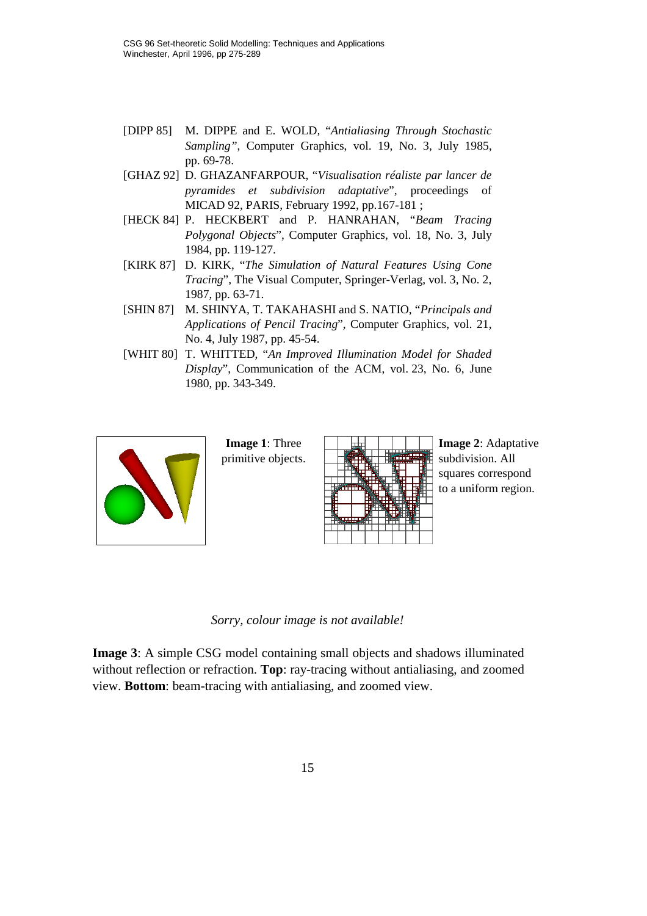- [DIPP 85] M. DIPPE and E. WOLD, "*Antialiasing Through Stochastic Sampling"*, Computer Graphics, vol. 19, No. 3, July 1985, pp. 69-78.
- [GHAZ 92] D. GHAZANFARPOUR, "*Visualisation réaliste par lancer de pyramides et subdivision adaptative*", proceedings of MICAD 92, PARIS, February 1992, pp.167-181 ;
- [HECK 84] P. HECKBERT and P. HANRAHAN, "*Beam Tracing Polygonal Objects*", Computer Graphics, vol. 18, No. 3, July 1984, pp. 119-127.
- [KIRK 87] D. KIRK, "*The Simulation of Natural Features Using Cone Tracing*", The Visual Computer, Springer-Verlag, vol. 3, No. 2, 1987, pp. 63-71.
- [SHIN 87] M. SHINYA, T. TAKAHASHI and S. NATIO, "*Principals and Applications of Pencil Tracing*", Computer Graphics, vol. 21, No. 4, July 1987, pp. 45-54.
- [WHIT 80] T. WHITTED, "*An Improved Illumination Model for Shaded Display*", Communication of the ACM, vol. 23, No. 6, June 1980, pp. 343-349.

**Image 1**: Three primitive objects.

**Image 2**: Adaptative subdivision. All squares correspond to a uniform region.

*Sorry, colour image is not available!*

**Image 3**: A simple CSG model containing small objects and shadows illuminated without reflection or refraction. **Top**: ray-tracing without antialiasing, and zoomed view. **Bottom**: beam-tracing with antialiasing, and zoomed view.